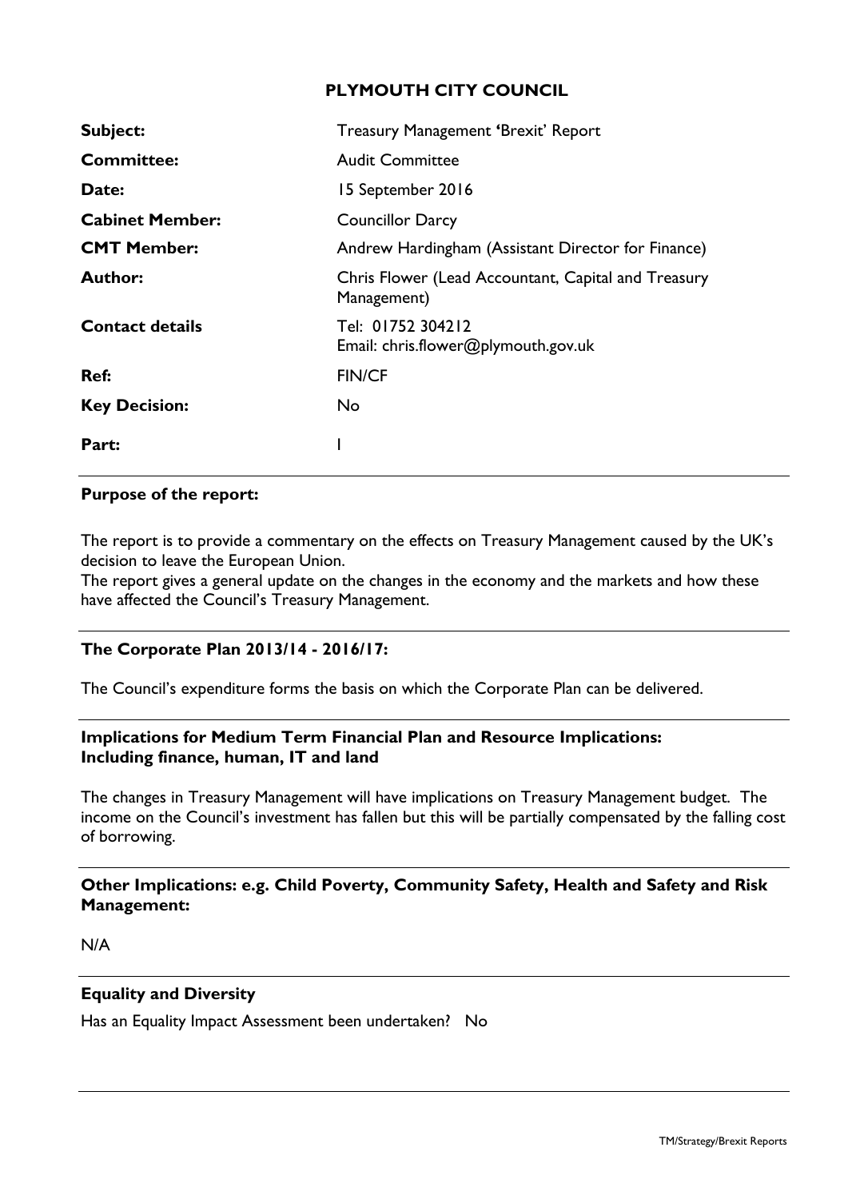# PLYMOUTH CITY COUNCIL

| | |
|---|---|
| **Subject:** | Treasury Management 'Brexit' Report |
| **Committee:** | Audit Committee |
| **Date:** | 15 September 2016 |
| **Cabinet Member:** | Councillor Darcy |
| **CMT Member:** | Andrew Hardingham (Assistant Director for Finance) |
| **Author:** | Chris Flower (Lead Accountant, Capital and Treasury Management) |
| **Contact details** | Tel: 01752 304212<br>Email: chris.flower@plymouth.gov.uk |
| **Ref:** | FIN/CF |
| **Key Decision:** | No |
| **Part:** | I |

**Purpose of the report:**

The report is to provide a commentary on the effects on Treasury Management caused by the UK's decision to leave the European Union.

The report gives a general update on the changes in the economy and the markets and how these have affected the Council's Treasury Management.

**The Corporate Plan 2013/14 - 2016/17:**

The Council's expenditure forms the basis on which the Corporate Plan can be delivered.

**Implications for Medium Term Financial Plan and Resource Implications: Including finance, human, IT and land**

The changes in Treasury Management will have implications on Treasury Management budget. The income on the Council's investment has fallen but this will be partially compensated by the falling cost of borrowing.

**Other Implications: e.g. Child Poverty, Community Safety, Health and Safety and Risk Management:**

N/A

**Equality and Diversity**

Has an Equality Impact Assessment been undertaken? No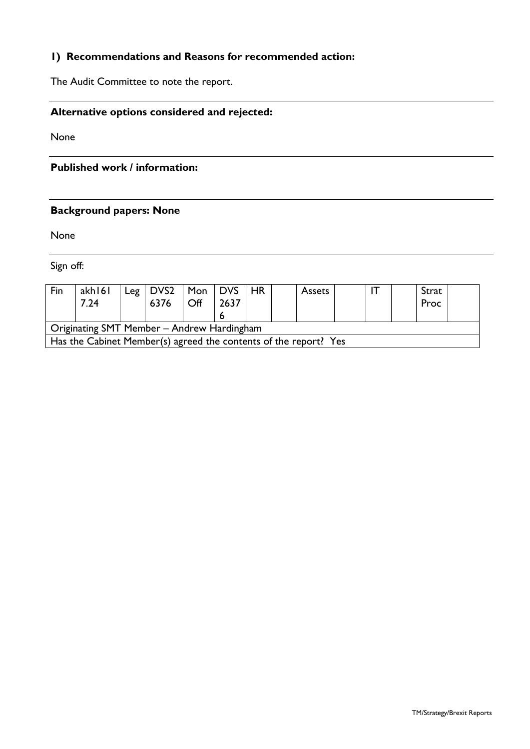## 1) Recommendations and Reasons for recommended action:

The Audit Committee to note the report.

**Alternative options considered and rejected:**

None

**Published work / information:**

**Background papers: None**

None

Sign off:

| Fin | akh1617.24 | Leg | DVS26376 | Mon Off | DVS26376 | HR | | Assets | | IT | | Strat Proc | |
|---|---|---|---|---|---|---|---|---|---|---|---|---|---|
| Originating SMT Member – Andrew Hardingham | | | | | | | | | | | | | |
| Has the Cabinet Member(s) agreed the contents of the report? Yes | | | | | | | | | | | | | |

TM/Strategy/Brexit Reports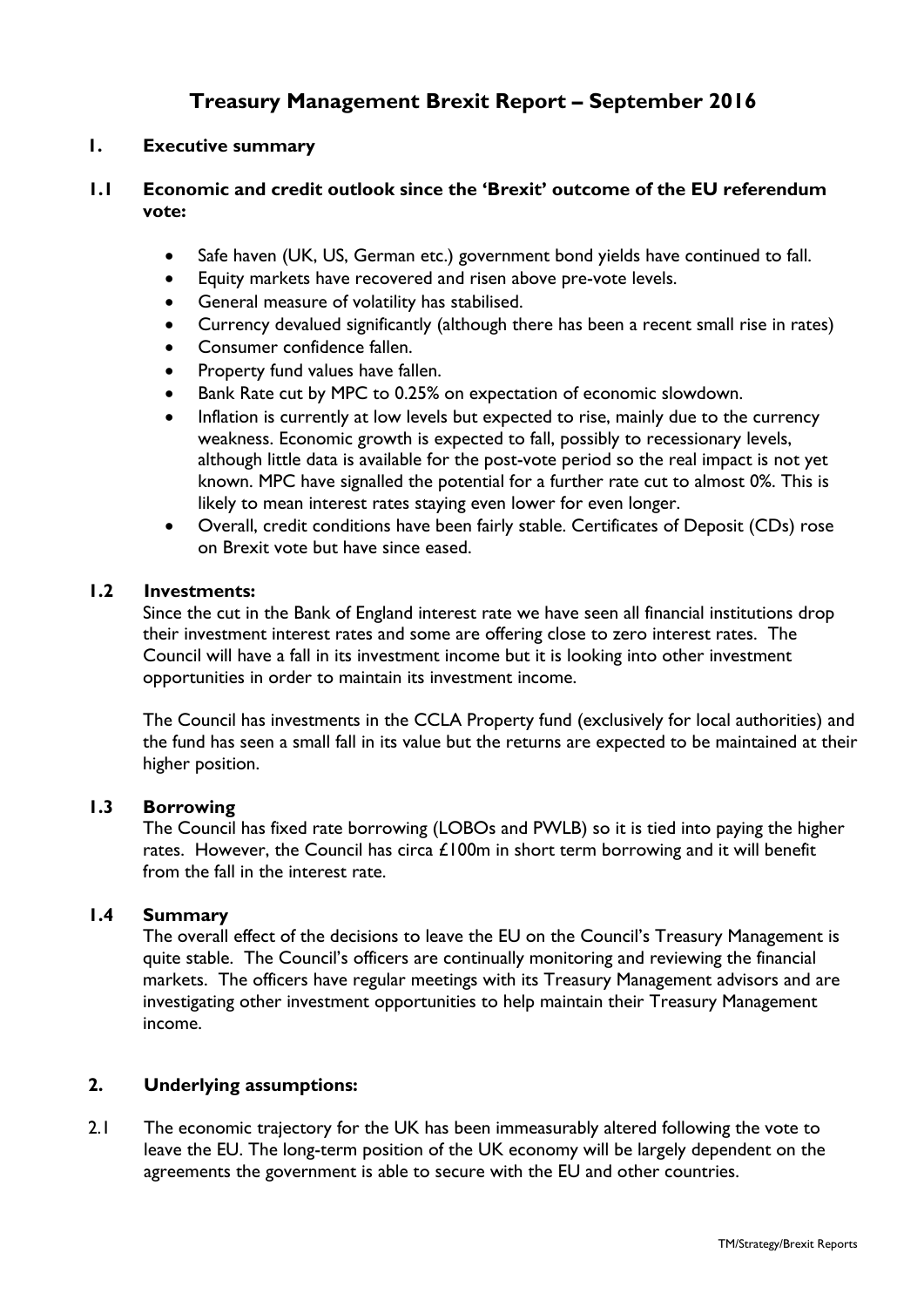# Treasury Management Brexit Report – September 2016

## 1. Executive summary

### 1.1 Economic and credit outlook since the 'Brexit' outcome of the EU referendum vote:

- Safe haven (UK, US, German etc.) government bond yields have continued to fall.
- Equity markets have recovered and risen above pre-vote levels.
- General measure of volatility has stabilised.
- Currency devalued significantly (although there has been a recent small rise in rates)
- Consumer confidence fallen.
- Property fund values have fallen.
- Bank Rate cut by MPC to 0.25% on expectation of economic slowdown.
- Inflation is currently at low levels but expected to rise, mainly due to the currency weakness. Economic growth is expected to fall, possibly to recessionary levels, although little data is available for the post-vote period so the real impact is not yet known. MPC have signalled the potential for a further rate cut to almost 0%. This is likely to mean interest rates staying even lower for even longer.
- Overall, credit conditions have been fairly stable. Certificates of Deposit (CDs) rose on Brexit vote but have since eased.

### 1.2 Investments:

Since the cut in the Bank of England interest rate we have seen all financial institutions drop their investment interest rates and some are offering close to zero interest rates. The Council will have a fall in its investment income but it is looking into other investment opportunities in order to maintain its investment income.

The Council has investments in the CCLA Property fund (exclusively for local authorities) and the fund has seen a small fall in its value but the returns are expected to be maintained at their higher position.

### 1.3 Borrowing

The Council has fixed rate borrowing (LOBOs and PWLB) so it is tied into paying the higher rates. However, the Council has circa £100m in short term borrowing and it will benefit from the fall in the interest rate.

### 1.4 Summary

The overall effect of the decisions to leave the EU on the Council's Treasury Management is quite stable. The Council's officers are continually monitoring and reviewing the financial markets. The officers have regular meetings with its Treasury Management advisors and are investigating other investment opportunities to help maintain their Treasury Management income.

## 2. Underlying assumptions:

2.1 The economic trajectory for the UK has been immeasurably altered following the vote to leave the EU. The long-term position of the UK economy will be largely dependent on the agreements the government is able to secure with the EU and other countries.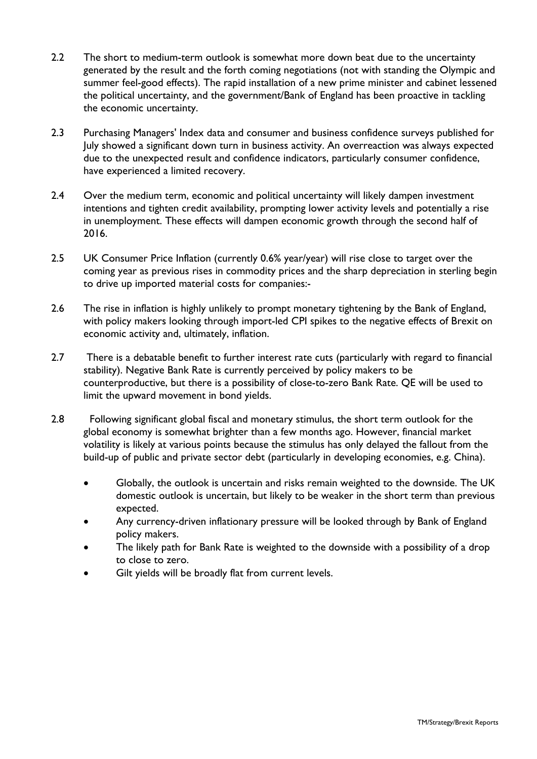2.2 The short to medium-term outlook is somewhat more down beat due to the uncertainty generated by the result and the forth coming negotiations (not with standing the Olympic and summer feel-good effects). The rapid installation of a new prime minister and cabinet lessened the political uncertainty, and the government/Bank of England has been proactive in tackling the economic uncertainty.

2.3 Purchasing Managers' Index data and consumer and business confidence surveys published for July showed a significant down turn in business activity. An overreaction was always expected due to the unexpected result and confidence indicators, particularly consumer confidence, have experienced a limited recovery.

2.4 Over the medium term, economic and political uncertainty will likely dampen investment intentions and tighten credit availability, prompting lower activity levels and potentially a rise in unemployment. These effects will dampen economic growth through the second half of 2016.

2.5 UK Consumer Price Inflation (currently 0.6% year/year) will rise close to target over the coming year as previous rises in commodity prices and the sharp depreciation in sterling begin to drive up imported material costs for companies:-

2.6 The rise in inflation is highly unlikely to prompt monetary tightening by the Bank of England, with policy makers looking through import-led CPI spikes to the negative effects of Brexit on economic activity and, ultimately, inflation.

2.7 There is a debatable benefit to further interest rate cuts (particularly with regard to financial stability). Negative Bank Rate is currently perceived by policy makers to be counterproductive, but there is a possibility of close-to-zero Bank Rate. QE will be used to limit the upward movement in bond yields.

2.8 Following significant global fiscal and monetary stimulus, the short term outlook for the global economy is somewhat brighter than a few months ago. However, financial market volatility is likely at various points because the stimulus has only delayed the fallout from the build-up of public and private sector debt (particularly in developing economies, e.g. China).

- Globally, the outlook is uncertain and risks remain weighted to the downside. The UK domestic outlook is uncertain, but likely to be weaker in the short term than previous expected.
- Any currency-driven inflationary pressure will be looked through by Bank of England policy makers.
- The likely path for Bank Rate is weighted to the downside with a possibility of a drop to close to zero.
- Gilt yields will be broadly flat from current levels.